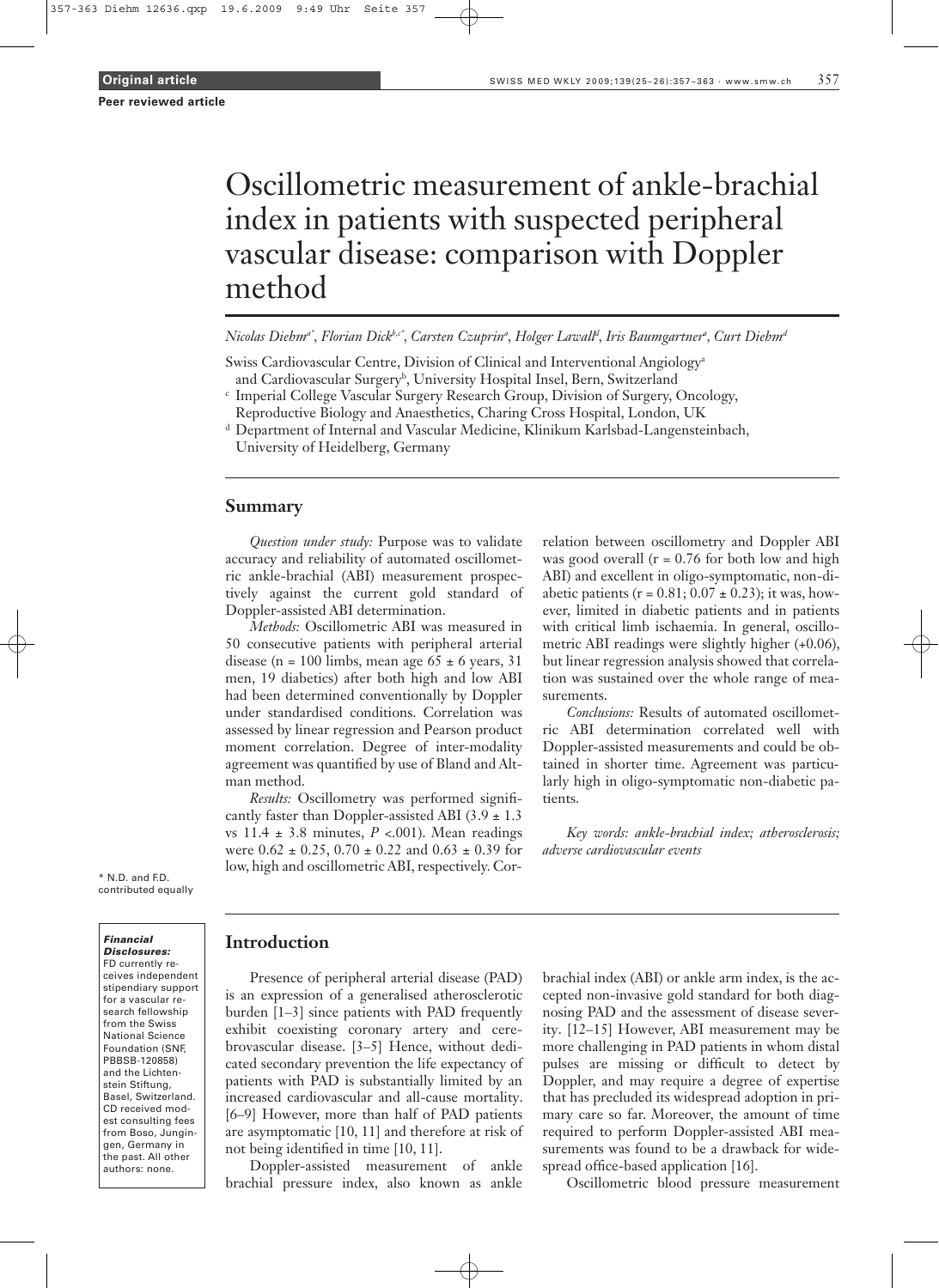**Original article**

**Peer reviewed article**

# Oscillometric measurement of ankle-brachial index in patients with suspected peripheral vascular disease: comparison with Doppler method

*Nicolas Diehm[a*], Florian Dick[b,c*], Carsten Czuprin[a], Holger Lawall[d], Iris Baumgartner[a], Curt Diehm[d]*

Swiss Cardiovascular Centre, Division of Clinical and Interventional Angiology[a] and Cardiovascular Surgery[b], University Hospital Insel, Bern, Switzerland

[c] Imperial College Vascular Surgery Research Group, Division of Surgery, Oncology, Reproductive Biology and Anaesthetics, Charing Cross Hospital, London, UK

[d] Department of Internal and Vascular Medicine, Klinikum Karlsbad-Langensteinbach, University of Heidelberg, Germany

## Summary

*Question under study:* Purpose was to validate accuracy and reliability of automated oscillometric ankle-brachial (ABI) measurement prospectively against the current gold standard of Doppler-assisted ABI determination.

*Methods:* Oscillometric ABI was measured in 50 consecutive patients with peripheral arterial disease (n = 100 limbs, mean age 65 ± 6 years, 31 men, 19 diabetics) after both high and low ABI had been determined conventionally by Doppler under standardised conditions. Correlation was assessed by linear regression and Pearson product moment correlation. Degree of inter-modality agreement was quantified by use of Bland and Altman method.

*Results:* Oscillometry was performed significantly faster than Doppler-assisted ABI (3.9 ± 1.3 vs 11.4 ± 3.8 minutes, $P$ <.001). Mean readings were 0.62 ± 0.25, 0.70 ± 0.22 and 0.63 ± 0.39 for low, high and oscillometric ABI, respectively. Correlation between oscillometry and Doppler ABI was good overall (r = 0.76 for both low and high ABI) and excellent in oligo-symptomatic, non-diabetic patients (r = 0.81; 0.07 ± 0.23); it was, however, limited in diabetic patients and in patients with critical limb ischaemia. In general, oscillometric ABI readings were slightly higher (+0.06), but linear regression analysis showed that correlation was sustained over the whole range of measurements.

*Conclusions:* Results of automated oscillometric ABI determination correlated well with Doppler-assisted measurements and could be obtained in shorter time. Agreement was particularly high in oligo-symptomatic non-diabetic patients.

*Key words: ankle-brachial index; atherosclerosis; adverse cardiovascular events*

\* N.D. and F.D. contributed equally

***Financial Disclosures:*** FD currently receives independent stipendiary support for a vascular research fellowship from the Swiss National Science Foundation (SNF, PBBSB-120858) and the Lichtenstein Stiftung, Basel, Switzerland. CD received modest consulting fees from Boso, Jungingen, Germany in the past. All other authors: none.

## Introduction

Presence of peripheral arterial disease (PAD) is an expression of a generalised atherosclerotic burden [1–3] since patients with PAD frequently exhibit coexisting coronary artery and cerebrovascular disease. [3–5] Hence, without dedicated secondary prevention the life expectancy of patients with PAD is substantially limited by an increased cardiovascular and all-cause mortality. [6–9] However, more than half of PAD patients are asymptomatic [10, 11] and therefore at risk of not being identified in time [10, 11].

Doppler-assisted measurement of ankle brachial pressure index, also known as ankle brachial index (ABI) or ankle arm index, is the accepted non-invasive gold standard for both diagnosing PAD and the assessment of disease severity. [12–15] However, ABI measurement may be more challenging in PAD patients in whom distal pulses are missing or difficult to detect by Doppler, and may require a degree of expertise that has precluded its widespread adoption in primary care so far. Moreover, the amount of time required to perform Doppler-assisted ABI measurements was found to be a drawback for widespread office-based application [16].

Oscillometric blood pressure measurement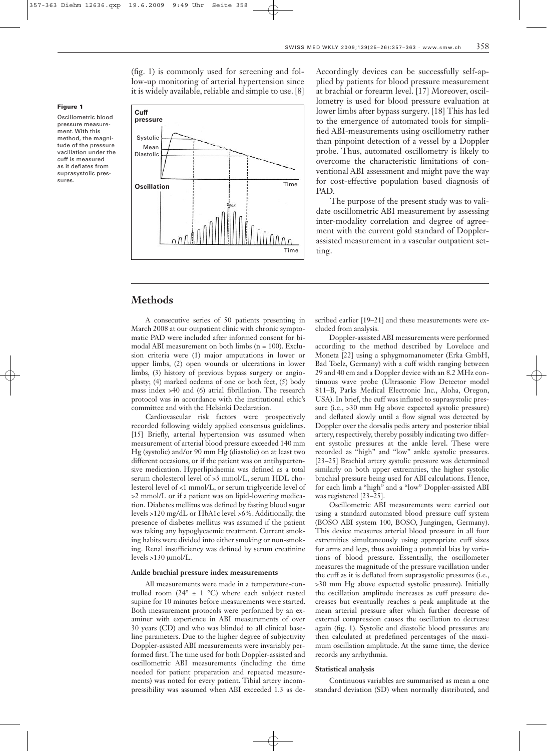(fig. 1) is commonly used for screening and follow-up monitoring of arterial hypertension since it is widely available, reliable and simple to use. [8]

**Figure 1**

Oscillometric blood pressure measurement. With this method, the magnitude of the pressure vacillation under the cuff is measured as it deflates from suprasystolic pressures.

Accordingly devices can be successfully self-applied by patients for blood pressure measurement at brachial or forearm level. [17] Moreover, oscillometry is used for blood pressure evaluation at lower limbs after bypass surgery. [18] This has led to the emergence of automated tools for simplified ABI-measurements using oscillometry rather than pinpoint detection of a vessel by a Doppler probe. Thus, automated oscillometry is likely to overcome the characteristic limitations of conventional ABI assessment and might pave the way for cost-effective population based diagnosis of PAD.

The purpose of the present study was to validate oscillometric ABI measurement by assessing inter-modality correlation and degree of agreement with the current gold standard of Doppler-assisted measurement in a vascular outpatient setting.

## Methods

A consecutive series of 50 patients presenting in March 2008 at our outpatient clinic with chronic symptomatic PAD were included after informed consent for bimodal ABI measurement on both limbs (n = 100). Exclusion criteria were (1) major amputations in lower or upper limbs, (2) open wounds or ulcerations in lower limbs, (3) history of previous bypass surgery or angioplasty; (4) marked oedema of one or both feet, (5) body mass index >40 and (6) atrial fibrillation. The research protocol was in accordance with the institutional ethic's committee and with the Helsinki Declaration.

Cardiovascular risk factors were prospectively recorded following widely applied consensus guidelines. [15] Briefly, arterial hypertension was assumed when measurement of arterial blood pressure exceeded 140 mm Hg (systolic) and/or 90 mm Hg (diastolic) on at least two different occasions, or if the patient was on antihypertensive medication. Hyperlipidaemia was defined as a total serum cholesterol level of >5 mmol/L, serum HDL cholesterol level of <1 mmol/L, or serum triglyceride level of >2 mmol/L or if a patient was on lipid-lowering medication. Diabetes mellitus was defined by fasting blood sugar levels >120 mg/dL or HbA1c level >6%. Additionally, the presence of diabetes mellitus was assumed if the patient was taking any hypoglycaemic treatment. Current smoking habits were divided into either smoking or non-smoking. Renal insufficiency was defined by serum creatinine levels >130 µmol/L.

### Ankle brachial pressure index measurements

All measurements were made in a temperature-controlled room (24° ± 1 °C) where each subject rested supine for 10 minutes before measurements were started. Both measurement protocols were performed by an examiner with experience in ABI measurements of over 30 years (CD) and who was blinded to all clinical baseline parameters. Due to the higher degree of subjectivity Doppler-assisted ABI measurements were invariably performed first. The time used for both Doppler-assisted and oscillometric ABI measurements (including the time needed for patient preparation and repeated measurements) was noted for every patient. Tibial artery incompressibility was assumed when ABI exceeded 1.3 as described earlier [19–21] and these measurements were excluded from analysis.

Doppler-assisted ABI measurements were performed according to the method described by Lovelace and Moneta [22] using a sphygmomanometer (Erka GmbH, Bad Toelz, Germany) with a cuff width ranging between 29 and 40 cm and a Doppler device with an 8.2 MHz continuous wave probe (Ultrasonic Flow Detector model 811–B, Parks Medical Electronic Inc., Aloha, Oregon, USA). In brief, the cuff was inflated to suprasystolic pressure (i.e., >30 mm Hg above expected systolic pressure) and deflated slowly until a flow signal was detected by Doppler over the dorsalis pedis artery and posterior tibial artery, respectively, thereby possibly indicating two different systolic pressures at the ankle level. These were recorded as "high" and "low" ankle systolic pressures. [23–25] Brachial artery systolic pressure was determined similarly on both upper extremities, the higher systolic brachial pressure being used for ABI calculations. Hence, for each limb a "high" and a "low" Doppler-assisted ABI was registered [23–25].

Oscillometric ABI measurements were carried out using a standard automated blood pressure cuff system (BOSO ABI system 100, BOSO, Jungingen, Germany). This device measures arterial blood pressure in all four extremities simultaneously using appropriate cuff sizes for arms and legs, thus avoiding a potential bias by variations of blood pressure. Essentially, the oscillometer measures the magnitude of the pressure vacillation under the cuff as it is deflated from suprasystolic pressures (i.e., >30 mm Hg above expected systolic pressure). Initially the oscillation amplitude increases as cuff pressure decreases but eventually reaches a peak amplitude at the mean arterial pressure after which further decrease of external compression causes the oscillation to decrease again (fig. 1). Systolic and diastolic blood pressures are then calculated at predefined percentages of the maximum oscillation amplitude. At the same time, the device records any arrhythmia.

### Statistical analysis

Continuous variables are summarised as mean ± one standard deviation (SD) when normally distributed, and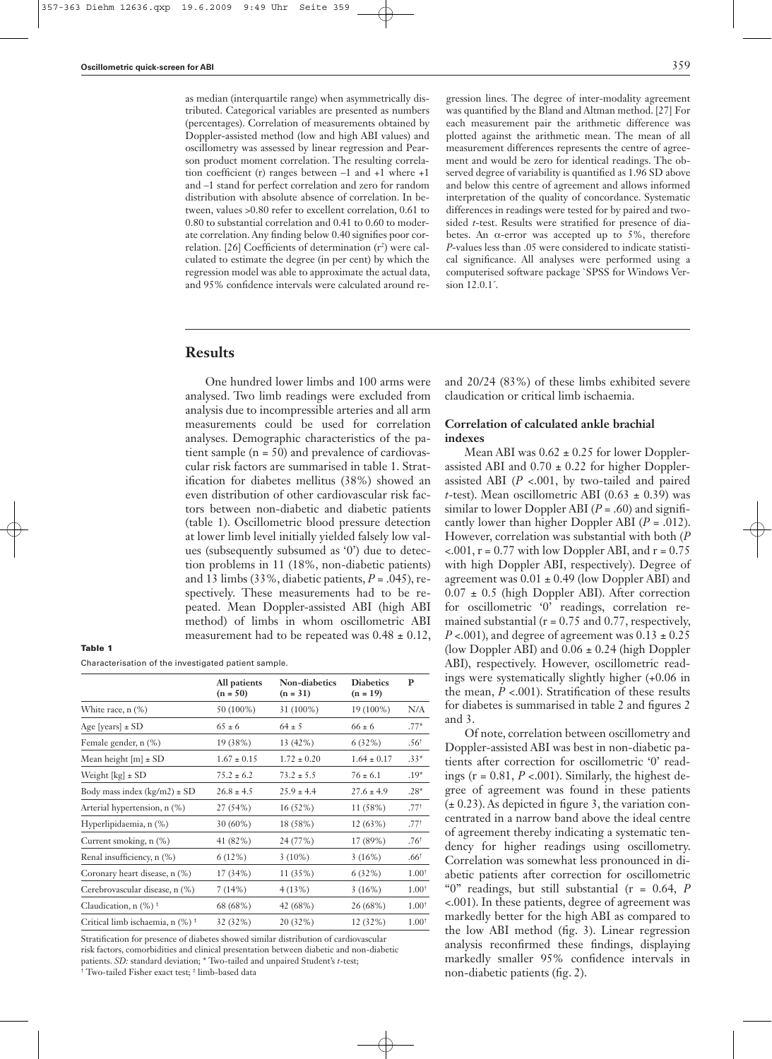as median (interquartile range) when asymmetrically distributed. Categorical variables are presented as numbers (percentages). Correlation of measurements obtained by Doppler-assisted method (low and high ABI values) and oscillometry was assessed by linear regression and Pearson product moment correlation. The resulting correlation coefficient (r) ranges between –1 and +1 where +1 and –1 stand for perfect correlation and zero for random distribution with absolute absence of correlation. In between, values >0.80 refer to excellent correlation, 0.61 to 0.80 to substantial correlation and 0.41 to 0.60 to moderate correlation. Any finding below 0.40 signifies poor correlation. [26] Coefficients of determination ($r^2$) were calculated to estimate the degree (in per cent) by which the regression model was able to approximate the actual data, and 95% confidence intervals were calculated around regression lines. The degree of inter-modality agreement was quantified by the Bland and Altman method. [27] For each measurement pair the arithmetic difference was plotted against the arithmetic mean. The mean of all measurement differences represents the centre of agreement and would be zero for identical readings. The observed degree of variability is quantified as 1.96 SD above and below this centre of agreement and allows informed interpretation of the quality of concordance. Systematic differences in readings were tested for by paired and two-sided *t*-test. Results were stratified for presence of diabetes. An α-error was accepted up to 5%, therefore *P*-values less than .05 were considered to indicate statistical significance. All analyses were performed using a computerised software package `SPSS for Windows Version 12.0.1´.

## Results

One hundred lower limbs and 100 arms were analysed. Two limb readings were excluded from analysis due to incompressible arteries and all arm measurements could be used for correlation analyses. Demographic characteristics of the patient sample (n = 50) and prevalence of cardiovascular risk factors are summarised in table 1. Stratification for diabetes mellitus (38%) showed an even distribution of other cardiovascular risk factors between non-diabetic and diabetic patients (table 1). Oscillometric blood pressure detection at lower limb level initially yielded falsely low values (subsequently subsumed as '0') due to detection problems in 11 (18%, non-diabetic patients) and 13 limbs (33%, diabetic patients, *P* = .045), respectively. These measurements had to be repeated. Mean Doppler-assisted ABI (high ABI method) of limbs in whom oscillometric ABI measurement had to be repeated was 0.48 ± 0.12, and 20/24 (83%) of these limbs exhibited severe claudication or critical limb ischaemia.

**Table 1**

Characterisation of the investigated patient sample.

| | All patients (n = 50) | Non-diabetics (n = 31) | Diabetics (n = 19) | P |
|---|---|---|---|---|
| White race, n (%) | 50 (100%) | 31 (100%) | 19 (100%) | N/A |
| Age [years] ± SD | 65 ± 6 | 64 ± 5 | 66 ± 6 | .77* |
| Female gender, n (%) | 19 (38%) | 13 (42%) | 6 (32%) | .56† |
| Mean height [m] ± SD | 1.67 ± 0.15 | 1.72 ± 0.20 | 1.64 ± 0.17 | .33* |
| Weight [kg] ± SD | 75.2 ± 6.2 | 73.2 ± 5.5 | 76 ± 6.1 | .19* |
| Body mass index (kg/m2) ± SD | 26.8 ± 4.5 | 25.9 ± 4.4 | 27.6 ± 4.9 | .28* |
| Arterial hypertension, n (%) | 27 (54%) | 16 (52%) | 11 (58%) | .77† |
| Hyperlipidaemia, n (%) | 30 (60%) | 18 (58%) | 12 (63%) | .77† |
| Current smoking, n (%) | 41 (82%) | 24 (77%) | 17 (89%) | .76† |
| Renal insufficiency, n (%) | 6 (12%) | 3 (10%) | 3 (16%) | .66† |
| Coronary heart disease, n (%) | 17 (34%) | 11 (35%) | 6 (32%) | 1.00† |
| Cerebrovascular disease, n (%) | 7 (14%) | 4 (13%) | 3 (16%) | 1.00† |
| Claudication, n (%) ‡ | 68 (68%) | 42 (68%) | 26 (68%) | 1.00† |
| Critical limb ischaemia, n (%) ‡ | 32 (32%) | 20 (32%) | 12 (32%) | 1.00† |

Stratification for presence of diabetes showed similar distribution of cardiovascular risk factors, comorbidities and clinical presentation between diabetic and non-diabetic patients. *SD:* standard deviation; * Two-tailed and unpaired Student's *t*-test; † Two-tailed Fisher exact test; ‡ limb-based data

### Correlation of calculated ankle brachial indexes

Mean ABI was 0.62 ± 0.25 for lower Doppler-assisted ABI and 0.70 ± 0.22 for higher Doppler-assisted ABI (*P* <.001, by two-tailed and paired *t*-test). Mean oscillometric ABI (0.63 ± 0.39) was similar to lower Doppler ABI (*P* = .60) and significantly lower than higher Doppler ABI (*P* = .012). However, correlation was substantial with both (*P* <.001, r = 0.77 with low Doppler ABI, and r = 0.75 with high Doppler ABI, respectively). Degree of agreement was 0.01 ± 0.49 (low Doppler ABI) and 0.07 ± 0.5 (high Doppler ABI). After correction for oscillometric '0' readings, correlation remained substantial (r = 0.75 and 0.77, respectively, *P* <.001), and degree of agreement was 0.13 ± 0.25 (low Doppler ABI) and 0.06 ± 0.24 (high Doppler ABI), respectively. However, oscillometric readings were systematically slightly higher (+0.06 in the mean, *P* <.001). Stratification of these results for diabetes is summarised in table 2 and figures 2 and 3.

Of note, correlation between oscillometry and Doppler-assisted ABI was best in non-diabetic patients after correction for oscillometric '0' readings (r = 0.81, *P* <.001). Similarly, the highest degree of agreement was found in these patients (± 0.23). As depicted in figure 3, the variation concentrated in a narrow band above the ideal centre of agreement thereby indicating a systematic tendency for higher readings using oscillometry. Correlation was somewhat less pronounced in diabetic patients after correction for oscillometric "0" readings, but still substantial (r = 0.64, *P* <.001). In these patients, degree of agreement was markedly better for the high ABI method as compared to the low ABI method (fig. 3). Linear regression analysis reconfirmed these findings, displaying markedly smaller 95% confidence intervals in non-diabetic patients (fig. 2).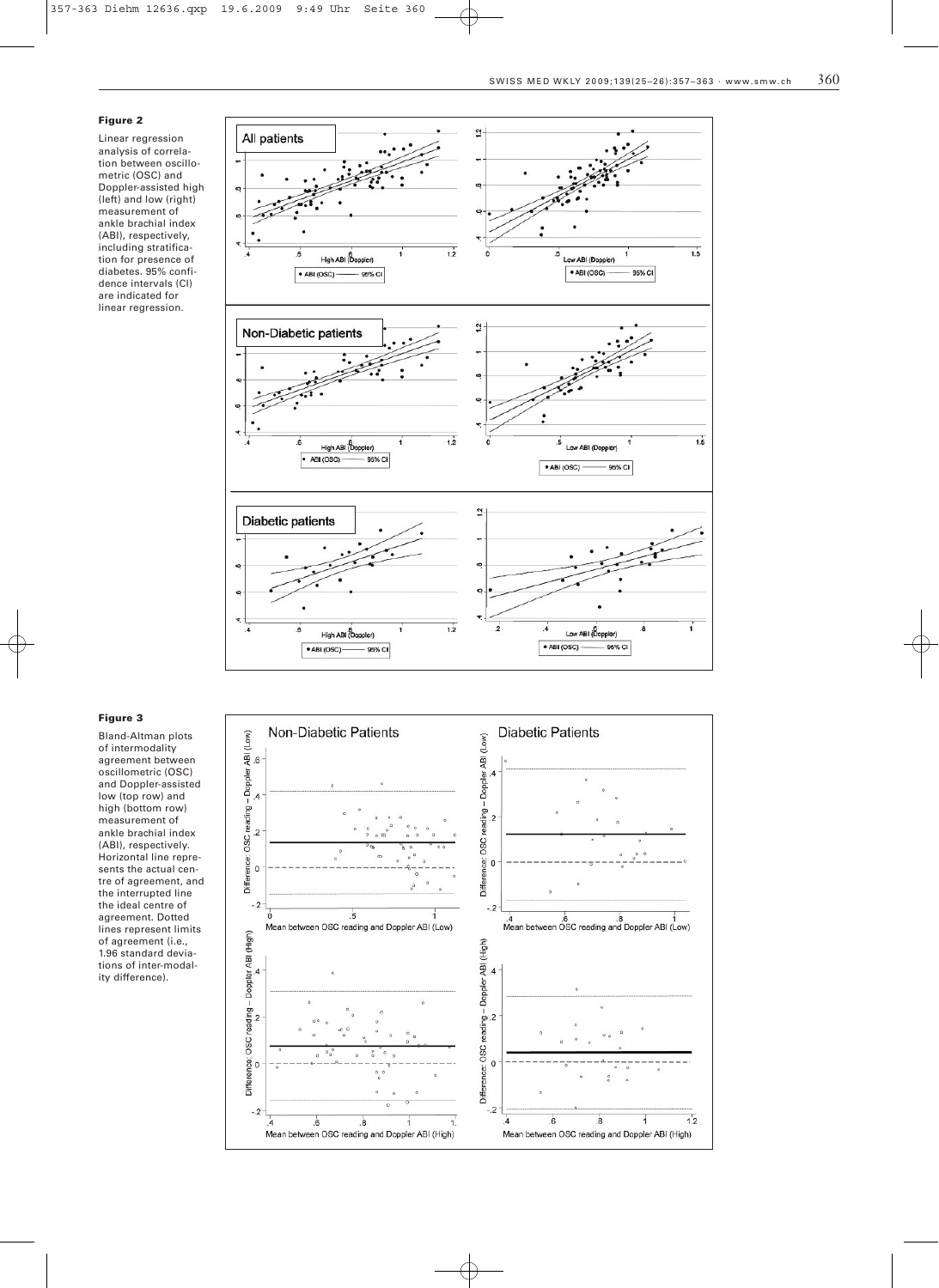**Figure 2**

Linear regression analysis of correlation between oscillometric (OSC) and Doppler-assisted high (left) and low (right) measurement of ankle brachial index (ABI), respectively, including stratification for presence of diabetes. 95% confidence intervals (CI) are indicated for linear regression.

**Figure 3**

Bland-Altman plots of intermodality agreement between oscillometric (OSC) and Doppler-assisted low (top row) and high (bottom row) measurement of ankle brachial index (ABI), respectively. Horizontal line represents the actual centre of agreement, and the interrupted line the ideal centre of agreement. Dotted lines represent limits of agreement (i.e., 1.96 standard deviations of inter-modality difference).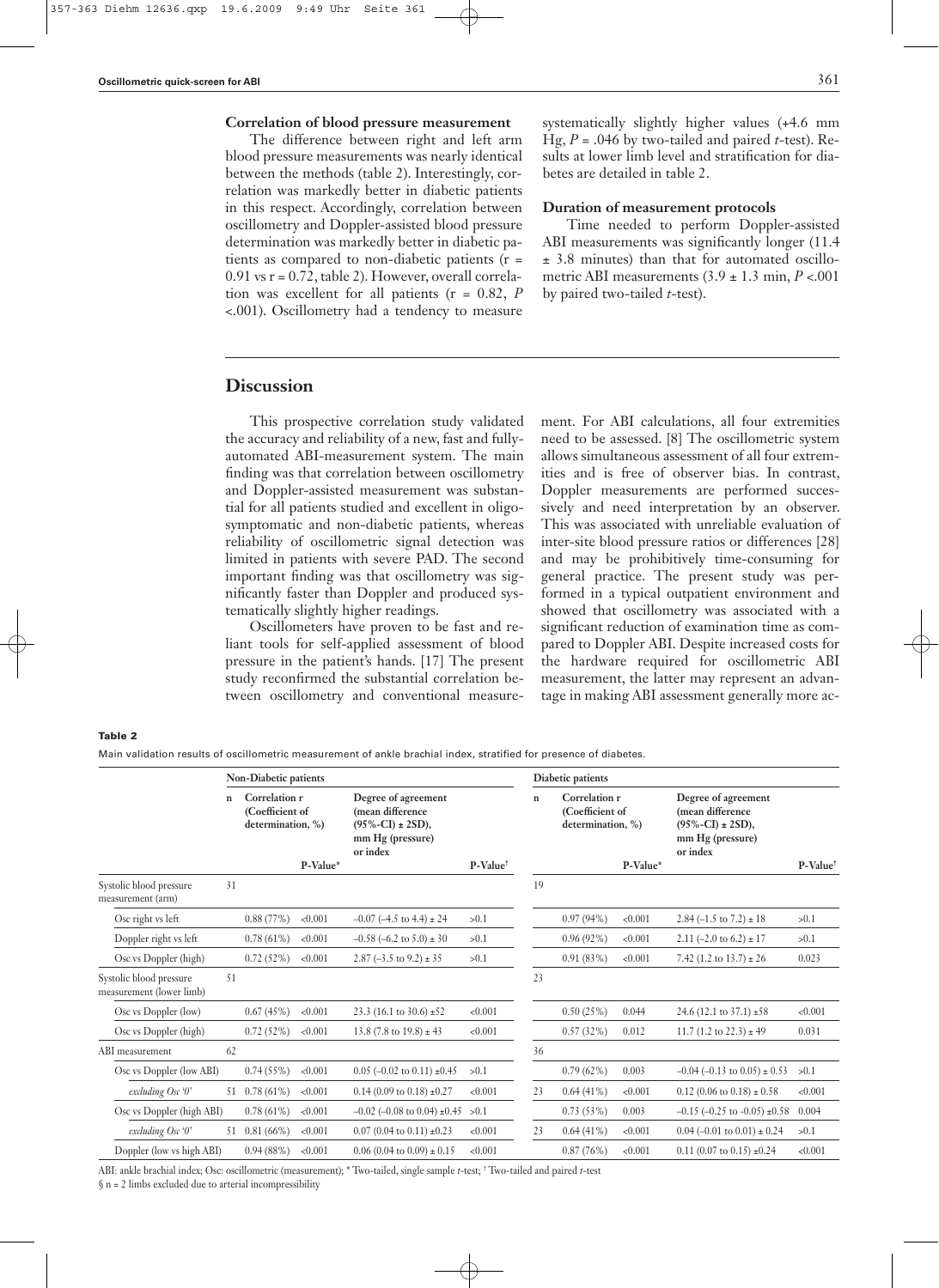### Correlation of blood pressure measurement

The difference between right and left arm blood pressure measurements was nearly identical between the methods (table 2). Interestingly, correlation was markedly better in diabetic patients in this respect. Accordingly, correlation between oscillometry and Doppler-assisted blood pressure determination was markedly better in diabetic patients as compared to non-diabetic patients (r = 0.91 vs r = 0.72, table 2). However, overall correlation was excellent for all patients (r = 0.82, *P* <.001). Oscillometry had a tendency to measure systematically slightly higher values (+4.6 mm Hg, *P* = .046 by two-tailed and paired *t*-test). Results at lower limb level and stratification for diabetes are detailed in table 2.

### Duration of measurement protocols

Time needed to perform Doppler-assisted ABI measurements was significantly longer (11.4 ± 3.8 minutes) than that for automated oscillometric ABI measurements (3.9 ± 1.3 min, *P* <.001 by paired two-tailed *t*-test).

## Discussion

This prospective correlation study validated the accuracy and reliability of a new, fast and fully-automated ABI-measurement system. The main finding was that correlation between oscillometry and Doppler-assisted measurement was substantial for all patients studied and excellent in oligosymptomatic and non-diabetic patients, whereas reliability of oscillometric signal detection was limited in patients with severe PAD. The second important finding was that oscillometry was significantly faster than Doppler and produced systematically slightly higher readings.

Oscillometers have proven to be fast and reliant tools for self-applied assessment of blood pressure in the patient's hands. [17] The present study reconfirmed the substantial correlation between oscillometry and conventional measurement. For ABI calculations, all four extremities need to be assessed. [8] The oscillometric system allows simultaneous assessment of all four extremities and is free of observer bias. In contrast, Doppler measurements are performed successively and need interpretation by an observer. This was associated with unreliable evaluation of inter-site blood pressure ratios or differences [28] and may be prohibitively time-consuming for general practice. The present study was performed in a typical outpatient environment and showed that oscillometry was associated with a significant reduction of examination time as compared to Doppler ABI. Despite increased costs for the hardware required for oscillometric ABI measurement, the latter may represent an advantage in making ABI assessment generally more ac-

**Table 2**

Main validation results of oscillometric measurement of ankle brachial index, stratified for presence of diabetes.

| | Non-Diabetic patients | | | | | Diabetic patients | | | | |
|---|---|---|---|---|---|---|---|---|---|---|
| | n | Correlation r (Coefficient of determination, %) | P-Value* | Degree of agreement (mean difference (95%-CI) ± 2SD), mm Hg (pressure) or index | P-Value† | n | Correlation r (Coefficient of determination, %) | P-Value* | Degree of agreement (mean difference (95%-CI) ± 2SD), mm Hg (pressure) or index | P-Value† |
| Systolic blood pressure measurement (arm) | 31 | | | | | 19 | | | | |
| Osc right vs left | | 0.88 (77%) | <0.001 | –0.07 (–4.5 to 4.4) ± 24 | >0.1 | | 0.97 (94%) | <0.001 | 2.84 (–1.5 to 7.2) ± 18 | >0.1 |
| Doppler right vs left | | 0.78 (61%) | <0.001 | –0.58 (–6.2 to 5.0) ± 30 | >0.1 | | 0.96 (92%) | <0.001 | 2.11 (–2.0 to 6.2) ± 17 | >0.1 |
| Osc vs Doppler (high) | | 0.72 (52%) | <0.001 | 2.87 (–3.5 to 9.2) ± 35 | >0.1 | | 0.91 (83%) | <0.001 | 7.42 (1.2 to 13.7) ± 26 | 0.023 |
| Systolic blood pressure measurement (lower limb) | 51 | | | | | 23 | | | | |
| Osc vs Doppler (low) | | 0.67 (45%) | <0.001 | 23.3 (16.1 to 30.6) ±52 | <0.001 | | 0.50 (25%) | 0.044 | 24.6 (12.1 to 37.1) ±58 | <0.001 |
| Osc vs Doppler (high) | | 0.72 (52%) | <0.001 | 13.8 (7.8 to 19.8) ± 43 | <0.001 | | 0.57 (32%) | 0.012 | 11.7 (1.2 to 22.3) ± 49 | 0.031 |
| ABI measurement | 62 | | | | | 36 | | | | |
| Osc vs Doppler (low ABI) | | 0.74 (55%) | <0.001 | 0.05 (–0.02 to 0.11) ±0.45 | >0.1 | | 0.79 (62%) | 0.003 | –0.04 (–0.13 to 0.05) ± 0.53 | >0.1 |
| *excluding Osc '0'* | 51 | 0.78 (61%) | <0.001 | 0.14 (0.09 to 0.18) ±0.27 | <0.001 | 23 | 0.64 (41%) | <0.001 | 0.12 (0.06 to 0.18) ± 0.58 | <0.001 |
| Osc vs Doppler (high ABI) | | 0.78 (61%) | <0.001 | –0.02 (–0.08 to 0.04) ±0.45 | >0.1 | | 0.73 (53%) | 0.003 | –0.15 (–0.25 to -0.05) ±0.58 | 0.004 |
| *excluding Osc '0'* | 51 | 0.81 (66%) | <0.001 | 0.07 (0.04 to 0.11) ±0.23 | <0.001 | 23 | 0.64 (41%) | <0.001 | 0.04 (–0.01 to 0.01) ± 0.24 | >0.1 |
| Doppler (low vs high ABI) | | 0.94 (88%) | <0.001 | 0.06 (0.04 to 0.09) ± 0.15 | <0.001 | | 0.87 (76%) | <0.001 | 0.11 (0.07 to 0.15) ±0.24 | <0.001 |

ABI: ankle brachial index; Osc: oscillometric (measurement); * Two-tailed, single sample *t*-test; † Two-tailed and paired *t*-test

§ n = 2 limbs excluded due to arterial incompressibility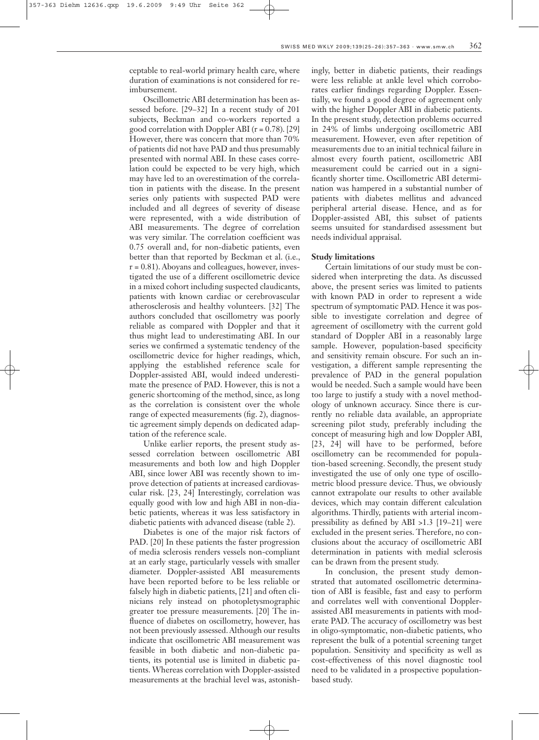ceptable to real-world primary health care, where duration of examinations is not considered for reimbursement.

Oscillometric ABI determination has been assessed before. [29–32] In a recent study of 201 subjects, Beckman and co-workers reported a good correlation with Doppler ABI (r = 0.78). [29] However, there was concern that more than 70% of patients did not have PAD and thus presumably presented with normal ABI. In these cases correlation could be expected to be very high, which may have led to an overestimation of the correlation in patients with the disease. In the present series only patients with suspected PAD were included and all degrees of severity of disease were represented, with a wide distribution of ABI measurements. The degree of correlation was very similar. The correlation coefficient was 0.75 overall and, for non-diabetic patients, even better than that reported by Beckman et al. (i.e., r = 0.81). Aboyans and colleagues, however, investigated the use of a different oscillometric device in a mixed cohort including suspected claudicants, patients with known cardiac or cerebrovascular atherosclerosis and healthy volunteers. [32] The authors concluded that oscillometry was poorly reliable as compared with Doppler and that it thus might lead to underestimating ABI. In our series we confirmed a systematic tendency of the oscillometric device for higher readings, which, applying the established reference scale for Doppler-assisted ABI, would indeed underestimate the presence of PAD. However, this is not a generic shortcoming of the method, since, as long as the correlation is consistent over the whole range of expected measurements (fig. 2), diagnostic agreement simply depends on dedicated adaptation of the reference scale.

Unlike earlier reports, the present study assessed correlation between oscillometric ABI measurements and both low and high Doppler ABI, since lower ABI was recently shown to improve detection of patients at increased cardiovascular risk. [23, 24] Interestingly, correlation was equally good with low and high ABI in non-diabetic patients, whereas it was less satisfactory in diabetic patients with advanced disease (table 2).

Diabetes is one of the major risk factors of PAD. [20] In these patients the faster progression of media sclerosis renders vessels non-compliant at an early stage, particularly vessels with smaller diameter. Doppler-assisted ABI measurements have been reported before to be less reliable or falsely high in diabetic patients, [21] and often clinicians rely instead on photopletysmographic greater toe pressure measurements. [20] The influence of diabetes on oscillometry, however, has not been previously assessed. Although our results indicate that oscillometric ABI measurement was feasible in both diabetic and non-diabetic patients, its potential use is limited in diabetic patients. Whereas correlation with Doppler-assisted measurements at the brachial level was, astonishingly, better in diabetic patients, their readings were less reliable at ankle level which corroborates earlier findings regarding Doppler. Essentially, we found a good degree of agreement only with the higher Doppler ABI in diabetic patients. In the present study, detection problems occurred in 24% of limbs undergoing oscillometric ABI measurement. However, even after repetition of measurements due to an initial technical failure in almost every fourth patient, oscillometric ABI measurement could be carried out in a significantly shorter time. Oscillometric ABI determination was hampered in a substantial number of patients with diabetes mellitus and advanced peripheral arterial disease. Hence, and as for Doppler-assisted ABI, this subset of patients seems unsuited for standardised assessment but needs individual appraisal.

**Study limitations**

Certain limitations of our study must be considered when interpreting the data. As discussed above, the present series was limited to patients with known PAD in order to represent a wide spectrum of symptomatic PAD. Hence it was possible to investigate correlation and degree of agreement of oscillometry with the current gold standard of Doppler ABI in a reasonably large sample. However, population-based specificity and sensitivity remain obscure. For such an investigation, a different sample representing the prevalence of PAD in the general population would be needed. Such a sample would have been too large to justify a study with a novel methodology of unknown accuracy. Since there is currently no reliable data available, an appropriate screening pilot study, preferably including the concept of measuring high and low Doppler ABI, [23, 24] will have to be performed, before oscillometry can be recommended for population-based screening. Secondly, the present study investigated the use of only one type of oscillometric blood pressure device. Thus, we obviously cannot extrapolate our results to other available devices, which may contain different calculation algorithms. Thirdly, patients with arterial incompressibility as defined by ABI >1.3 [19–21] were excluded in the present series. Therefore, no conclusions about the accuracy of oscillometric ABI determination in patients with medial sclerosis can be drawn from the present study.

In conclusion, the present study demonstrated that automated oscillometric determination of ABI is feasible, fast and easy to perform and correlates well with conventional Doppler-assisted ABI measurements in patients with moderate PAD. The accuracy of oscillometry was best in oligo-symptomatic, non-diabetic patients, who represent the bulk of a potential screening target population. Sensitivity and specificity as well as cost-effectiveness of this novel diagnostic tool need to be validated in a prospective population-based study.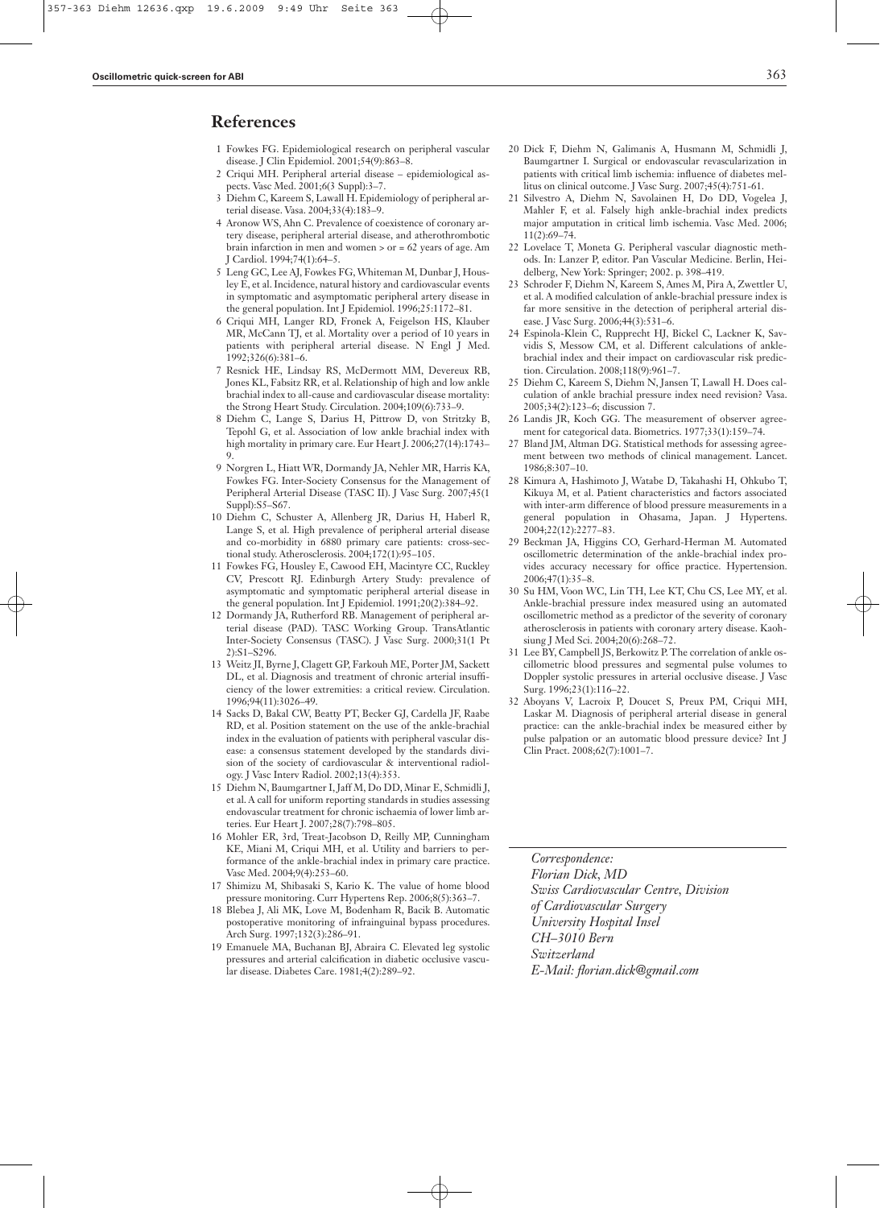## References

1 Fowkes FG. Epidemiological research on peripheral vascular disease. J Clin Epidemiol. 2001;54(9):863–8.

2 Criqui MH. Peripheral arterial disease – epidemiological aspects. Vasc Med. 2001;6(3 Suppl):3–7.

3 Diehm C, Kareem S, Lawall H. Epidemiology of peripheral arterial disease. Vasa. 2004;33(4):183–9.

4 Aronow WS, Ahn C. Prevalence of coexistence of coronary artery disease, peripheral arterial disease, and atherothrombotic brain infarction in men and women > or = 62 years of age. Am J Cardiol. 1994;74(1):64–5.

5 Leng GC, Lee AJ, Fowkes FG, Whiteman M, Dunbar J, Housley E, et al. Incidence, natural history and cardiovascular events in symptomatic and asymptomatic peripheral artery disease in the general population. Int J Epidemiol. 1996;25:1172–81.

6 Criqui MH, Langer RD, Fronek A, Feigelson HS, Klauber MR, McCann TJ, et al. Mortality over a period of 10 years in patients with peripheral arterial disease. N Engl J Med. 1992;326(6):381–6.

7 Resnick HE, Lindsay RS, McDermott MM, Devereux RB, Jones KL, Fabsitz RR, et al. Relationship of high and low ankle brachial index to all-cause and cardiovascular disease mortality: the Strong Heart Study. Circulation. 2004;109(6):733–9.

8 Diehm C, Lange S, Darius H, Pittrow D, von Stritzky B, Tepohl G, et al. Association of low ankle brachial index with high mortality in primary care. Eur Heart J. 2006;27(14):1743–9.

9 Norgren L, Hiatt WR, Dormandy JA, Nehler MR, Harris KA, Fowkes FG. Inter-Society Consensus for the Management of Peripheral Arterial Disease (TASC II). J Vasc Surg. 2007;45(1 Suppl):S5–S67.

10 Diehm C, Schuster A, Allenberg JR, Darius H, Haberl R, Lange S, et al. High prevalence of peripheral arterial disease and co-morbidity in 6880 primary care patients: cross-sectional study. Atherosclerosis. 2004;172(1):95–105.

11 Fowkes FG, Housley E, Cawood EH, Macintyre CC, Ruckley CV, Prescott RJ. Edinburgh Artery Study: prevalence of asymptomatic and symptomatic peripheral arterial disease in the general population. Int J Epidemiol. 1991;20(2):384–92.

12 Dormandy JA, Rutherford RB. Management of peripheral arterial disease (PAD). TASC Working Group. TransAtlantic Inter-Society Consensus (TASC). J Vasc Surg. 2000;31(1 Pt 2):S1–S296.

13 Weitz JI, Byrne J, Clagett GP, Farkouh ME, Porter JM, Sackett DL, et al. Diagnosis and treatment of chronic arterial insufficiency of the lower extremities: a critical review. Circulation. 1996;94(11):3026–49.

14 Sacks D, Bakal CW, Beatty PT, Becker GJ, Cardella JF, Raabe RD, et al. Position statement on the use of the ankle-brachial index in the evaluation of patients with peripheral vascular disease: a consensus statement developed by the standards division of the society of cardiovascular & interventional radiology. J Vasc Interv Radiol. 2002;13(4):353.

15 Diehm N, Baumgartner I, Jaff M, Do DD, Minar E, Schmidli J, et al. A call for uniform reporting standards in studies assessing endovascular treatment for chronic ischaemia of lower limb arteries. Eur Heart J. 2007;28(7):798–805.

16 Mohler ER, 3rd, Treat-Jacobson D, Reilly MP, Cunningham KE, Miani M, Criqui MH, et al. Utility and barriers to performance of the ankle-brachial index in primary care practice. Vasc Med. 2004;9(4):253–60.

17 Shimizu M, Shibasaki S, Kario K. The value of home blood pressure monitoring. Curr Hypertens Rep. 2006;8(5):363–7.

18 Blebea J, Ali MK, Love M, Bodenham R, Bacik B. Automatic postoperative monitoring of infrainguinal bypass procedures. Arch Surg. 1997;132(3):286–91.

19 Emanuele MA, Buchanan BJ, Abraira C. Elevated leg systolic pressures and arterial calcification in diabetic occlusive vascular disease. Diabetes Care. 1981;4(2):289–92.

20 Dick F, Diehm N, Galimanis A, Husmann M, Schmidli J, Baumgartner I. Surgical or endovascular revascularization in patients with critical limb ischemia: influence of diabetes mellitus on clinical outcome. J Vasc Surg. 2007;45(4):751-61.

21 Silvestro A, Diehm N, Savolainen H, Do DD, Vogelea J, Mahler F, et al. Falsely high ankle-brachial index predicts major amputation in critical limb ischemia. Vasc Med. 2006; 11(2):69–74.

22 Lovelace T, Moneta G. Peripheral vascular diagnostic methods. In: Lanzer P, editor. Pan Vascular Medicine. Berlin, Heidelberg, New York: Springer; 2002. p. 398–419.

23 Schroder F, Diehm N, Kareem S, Ames M, Pira A, Zwettler U, et al. A modified calculation of ankle-brachial pressure index is far more sensitive in the detection of peripheral arterial disease. J Vasc Surg. 2006;44(3):531–6.

24 Espinola-Klein C, Rupprecht HJ, Bickel C, Lackner K, Savvidis S, Messow CM, et al. Different calculations of ankle-brachial index and their impact on cardiovascular risk prediction. Circulation. 2008;118(9):961–7.

25 Diehm C, Kareem S, Diehm N, Jansen T, Lawall H. Does calculation of ankle brachial pressure index need revision? Vasa. 2005;34(2):123–6; discussion 7.

26 Landis JR, Koch GG. The measurement of observer agreement for categorical data. Biometrics. 1977;33(1):159–74.

27 Bland JM, Altman DG. Statistical methods for assessing agreement between two methods of clinical management. Lancet. 1986;8:307–10.

28 Kimura A, Hashimoto J, Watabe D, Takahashi H, Ohkubo T, Kikuya M, et al. Patient characteristics and factors associated with inter-arm difference of blood pressure measurements in a general population in Ohasama, Japan. J Hypertens. 2004;22(12):2277–83.

29 Beckman JA, Higgins CO, Gerhard-Herman M. Automated oscillometric determination of the ankle-brachial index provides accuracy necessary for office practice. Hypertension. 2006;47(1):35–8.

30 Su HM, Voon WC, Lin TH, Lee KT, Chu CS, Lee MY, et al. Ankle-brachial pressure index measured using an automated oscillometric method as a predictor of the severity of coronary atherosclerosis in patients with coronary artery disease. Kaohsiung J Med Sci. 2004;20(6):268–72.

31 Lee BY, Campbell JS, Berkowitz P. The correlation of ankle oscillometric blood pressures and segmental pulse volumes to Doppler systolic pressures in arterial occlusive disease. J Vasc Surg. 1996;23(1):116–22.

32 Aboyans V, Lacroix P, Doucet S, Preux PM, Criqui MH, Laskar M. Diagnosis of peripheral arterial disease in general practice: can the ankle-brachial index be measured either by pulse palpation or an automatic blood pressure device? Int J Clin Pract. 2008;62(7):1001–7.

---

*Correspondence:*
*Florian Dick, MD*
*Swiss Cardiovascular Centre, Division of Cardiovascular Surgery*
*University Hospital Insel*
*CH–3010 Bern*
*Switzerland*
*E-Mail: florian.dick@gmail.com*